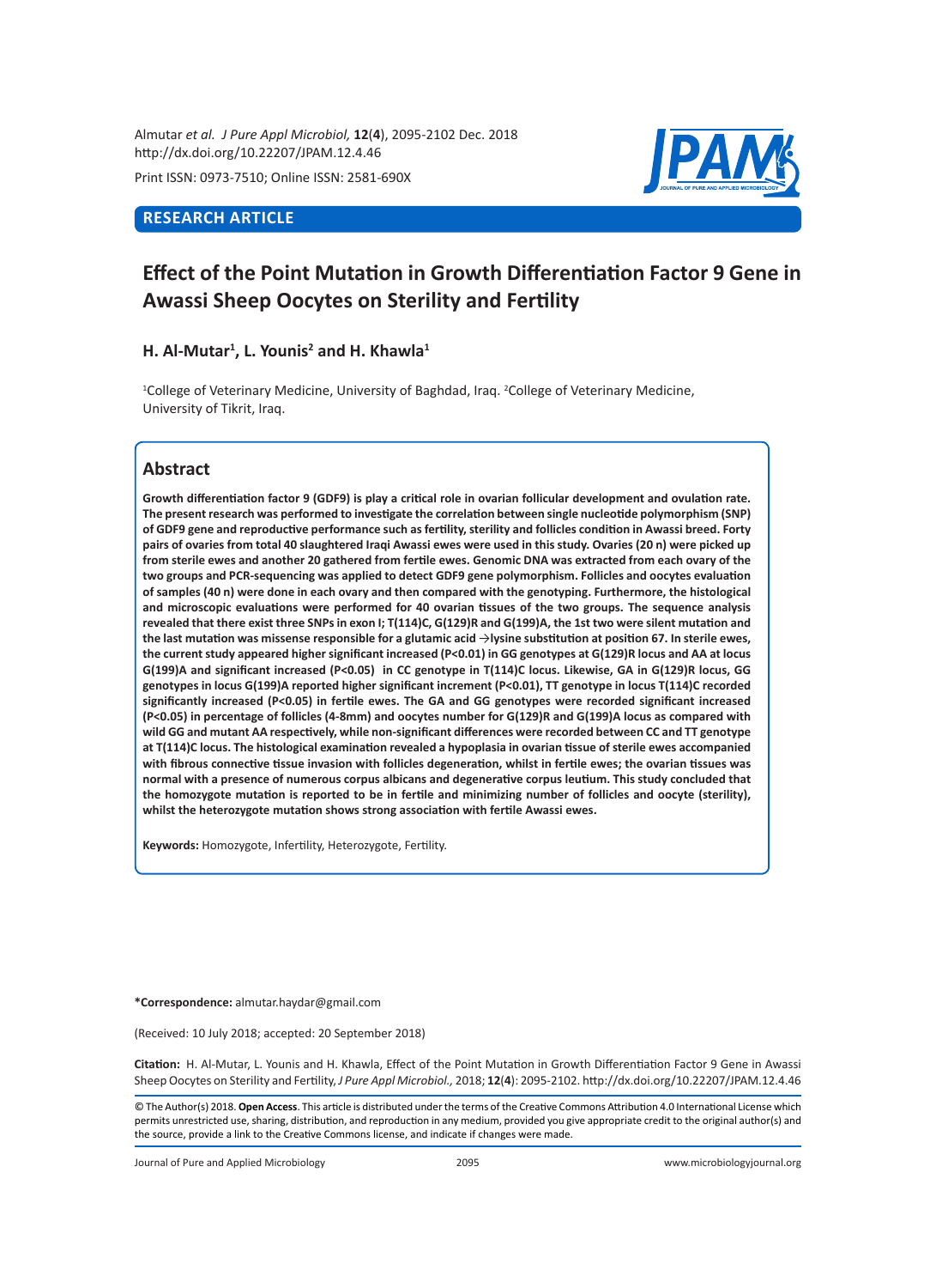Almutar *et al. J Pure Appl Microbiol,* **12**(**4**), 2095-2102 Dec. 2018
http://dx.doi.org/10.22207/JPAM.12.4.46

Print ISSN: 0973-7510; Online ISSN: 2581-690X

**RESEARCH ARTICLE**

# Effect of the Point Mutation in Growth Differentiation Factor 9 Gene in Awassi Sheep Oocytes on Sterility and Fertility

**H. Al-Mutar[1], L. Younis[2] and H. Khawla[1]**

[1]College of Veterinary Medicine, University of Baghdad, Iraq. [2]College of Veterinary Medicine, University of Tikrit, Iraq.

## Abstract

**Growth differentiation factor 9 (GDF9) is play a critical role in ovarian follicular development and ovulation rate. The present research was performed to investigate the correlation between single nucleotide polymorphism (SNP) of GDF9 gene and reproductive performance such as fertility, sterility and follicles condition in Awassi breed. Forty pairs of ovaries from total 40 slaughtered Iraqi Awassi ewes were used in this study. Ovaries (20 n) were picked up from sterile ewes and another 20 gathered from fertile ewes. Genomic DNA was extracted from each ovary of the two groups and PCR-sequencing was applied to detect GDF9 gene polymorphism. Follicles and oocytes evaluation of samples (40 n) were done in each ovary and then compared with the genotyping. Furthermore, the histological and microscopic evaluations were performed for 40 ovarian tissues of the two groups. The sequence analysis revealed that there exist three SNPs in exon I; T(114)C, G(129)R and G(199)A, the 1st two were silent mutation and the last mutation was missense responsible for a glutamic acid →lysine substitution at position 67. In sterile ewes, the current study appeared higher significant increased (P<0.01) in GG genotypes at G(129)R locus and AA at locus G(199)A and significant increased (P<0.05) in CC genotype in T(114)C locus. Likewise, GA in G(129)R locus, GG genotypes in locus G(199)A reported higher significant increment (P<0.01), TT genotype in locus T(114)C recorded significantly increased (P<0.05) in fertile ewes. The GA and GG genotypes were recorded significant increased (P<0.05) in percentage of follicles (4-8mm) and oocytes number for G(129)R and G(199)A locus as compared with wild GG and mutant AA respectively, while non-significant differences were recorded between CC and TT genotype at T(114)C locus. The histological examination revealed a hypoplasia in ovarian tissue of sterile ewes accompanied with fibrous connective tissue invasion with follicles degeneration, whilst in fertile ewes; the ovarian tissues was normal with a presence of numerous corpus albicans and degenerative corpus leutium. This study concluded that the homozygote mutation is reported to be in fertile and minimizing number of follicles and oocyte (sterility), whilst the heterozygote mutation shows strong association with fertile Awassi ewes.**

**Keywords:** Homozygote, Infertility, Heterozygote, Fertility.

**\*Correspondence:** almutar.haydar@gmail.com

(Received: 10 July 2018; accepted: 20 September 2018)

**Citation:** H. Al-Mutar, L. Younis and H. Khawla, Effect of the Point Mutation in Growth Differentiation Factor 9 Gene in Awassi Sheep Oocytes on Sterility and Fertility, *J Pure Appl Microbiol.,* 2018; **12**(**4**): 2095-2102. http://dx.doi.org/10.22207/JPAM.12.4.46

© The Author(s) 2018. **Open Access**. This article is distributed under the terms of the Creative Commons Attribution 4.0 International License which permits unrestricted use, sharing, distribution, and reproduction in any medium, provided you give appropriate credit to the original author(s) and the source, provide a link to the Creative Commons license, and indicate if changes were made.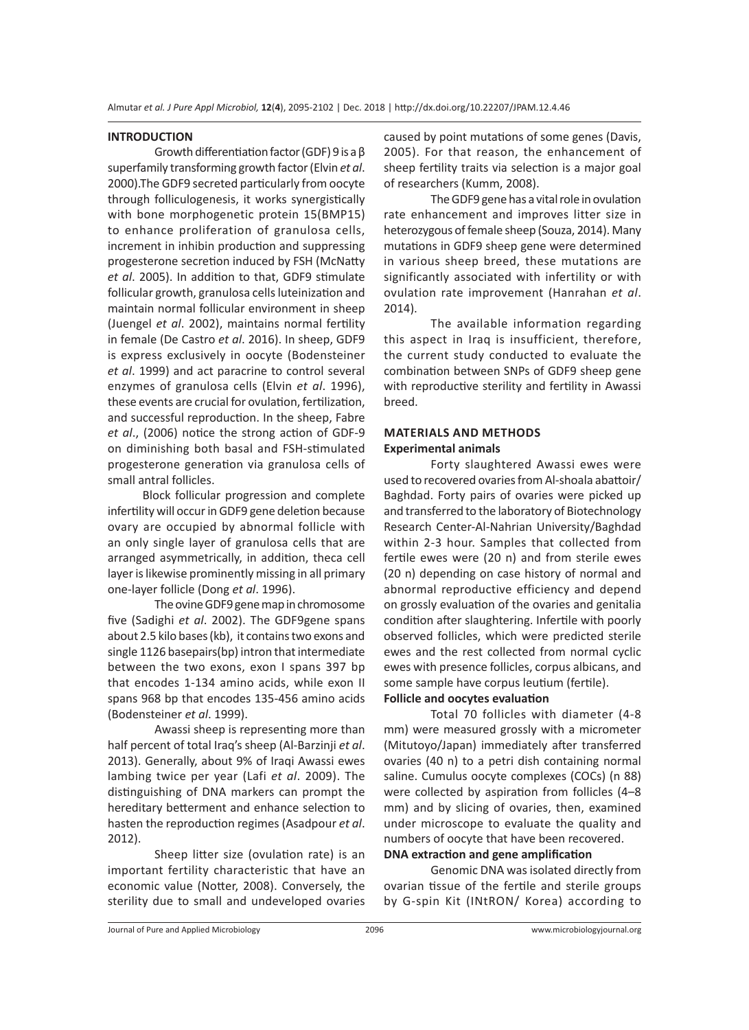## INTRODUCTION

Growth differentiation factor (GDF) 9 is a β superfamily transforming growth factor (Elvin *et al*. 2000).The GDF9 secreted particularly from oocyte through folliculogenesis, it works synergistically with bone morphogenetic protein 15(BMP15) to enhance proliferation of granulosa cells, increment in inhibin production and suppressing progesterone secretion induced by FSH (McNatty *et al*. 2005). In addition to that, GDF9 stimulate follicular growth, granulosa cells luteinization and maintain normal follicular environment in sheep (Juengel *et al*. 2002), maintains normal fertility in female (De Castro *et al*. 2016). In sheep, GDF9 is express exclusively in oocyte (Bodensteiner *et al*. 1999) and act paracrine to control several enzymes of granulosa cells (Elvin *et al*. 1996), these events are crucial for ovulation, fertilization, and successful reproduction. In the sheep, Fabre *et al*., (2006) notice the strong action of GDF-9 on diminishing both basal and FSH-stimulated progesterone generation via granulosa cells of small antral follicles.

Block follicular progression and complete infertility will occur in GDF9 gene deletion because ovary are occupied by abnormal follicle with an only single layer of granulosa cells that are arranged asymmetrically, in addition, theca cell layer is likewise prominently missing in all primary one-layer follicle (Dong *et al*. 1996).

The ovine GDF9 gene map in chromosome five (Sadighi *et al*. 2002). The GDF9gene spans about 2.5 kilo bases (kb), it contains two exons and single 1126 basepairs(bp) intron that intermediate between the two exons, exon I spans 397 bp that encodes 1-134 amino acids, while exon II spans 968 bp that encodes 135-456 amino acids (Bodensteiner *et al*. 1999).

Awassi sheep is representing more than half percent of total Iraq's sheep (Al-Barzinji *et al*. 2013). Generally, about 9% of Iraqi Awassi ewes lambing twice per year (Lafi *et al*. 2009). The distinguishing of DNA markers can prompt the hereditary betterment and enhance selection to hasten the reproduction regimes (Asadpour *et al*. 2012).

Sheep litter size (ovulation rate) is an important fertility characteristic that have an economic value (Notter, 2008). Conversely, the sterility due to small and undeveloped ovaries caused by point mutations of some genes (Davis, 2005). For that reason, the enhancement of sheep fertility traits via selection is a major goal of researchers (Kumm, 2008).

The GDF9 gene has a vital role in ovulation rate enhancement and improves litter size in heterozygous of female sheep (Souza, 2014). Many mutations in GDF9 sheep gene were determined in various sheep breed, these mutations are significantly associated with infertility or with ovulation rate improvement (Hanrahan *et al*. 2014).

The available information regarding this aspect in Iraq is insufficient, therefore, the current study conducted to evaluate the combination between SNPs of GDF9 sheep gene with reproductive sterility and fertility in Awassi breed.

## MATERIALS AND METHODS

### Experimental animals

Forty slaughtered Awassi ewes were used to recovered ovaries from Al-shoala abattoir/ Baghdad. Forty pairs of ovaries were picked up and transferred to the laboratory of Biotechnology Research Center-Al-Nahrian University/Baghdad within 2-3 hour. Samples that collected from fertile ewes were (20 n) and from sterile ewes (20 n) depending on case history of normal and abnormal reproductive efficiency and depend on grossly evaluation of the ovaries and genitalia condition after slaughtering. Infertile with poorly observed follicles, which were predicted sterile ewes and the rest collected from normal cyclic ewes with presence follicles, corpus albicans, and some sample have corpus leutium (fertile).

### Follicle and oocytes evaluation

Total 70 follicles with diameter (4-8 mm) were measured grossly with a micrometer (Mitutoyo/Japan) immediately after transferred ovaries (40 n) to a petri dish containing normal saline. Cumulus oocyte complexes (COCs) (n 88) were collected by aspiration from follicles (4–8 mm) and by slicing of ovaries, then, examined under microscope to evaluate the quality and numbers of oocyte that have been recovered.

### DNA extraction and gene amplification

Genomic DNA was isolated directly from ovarian tissue of the fertile and sterile groups by G-spin Kit (INtRON/ Korea) according to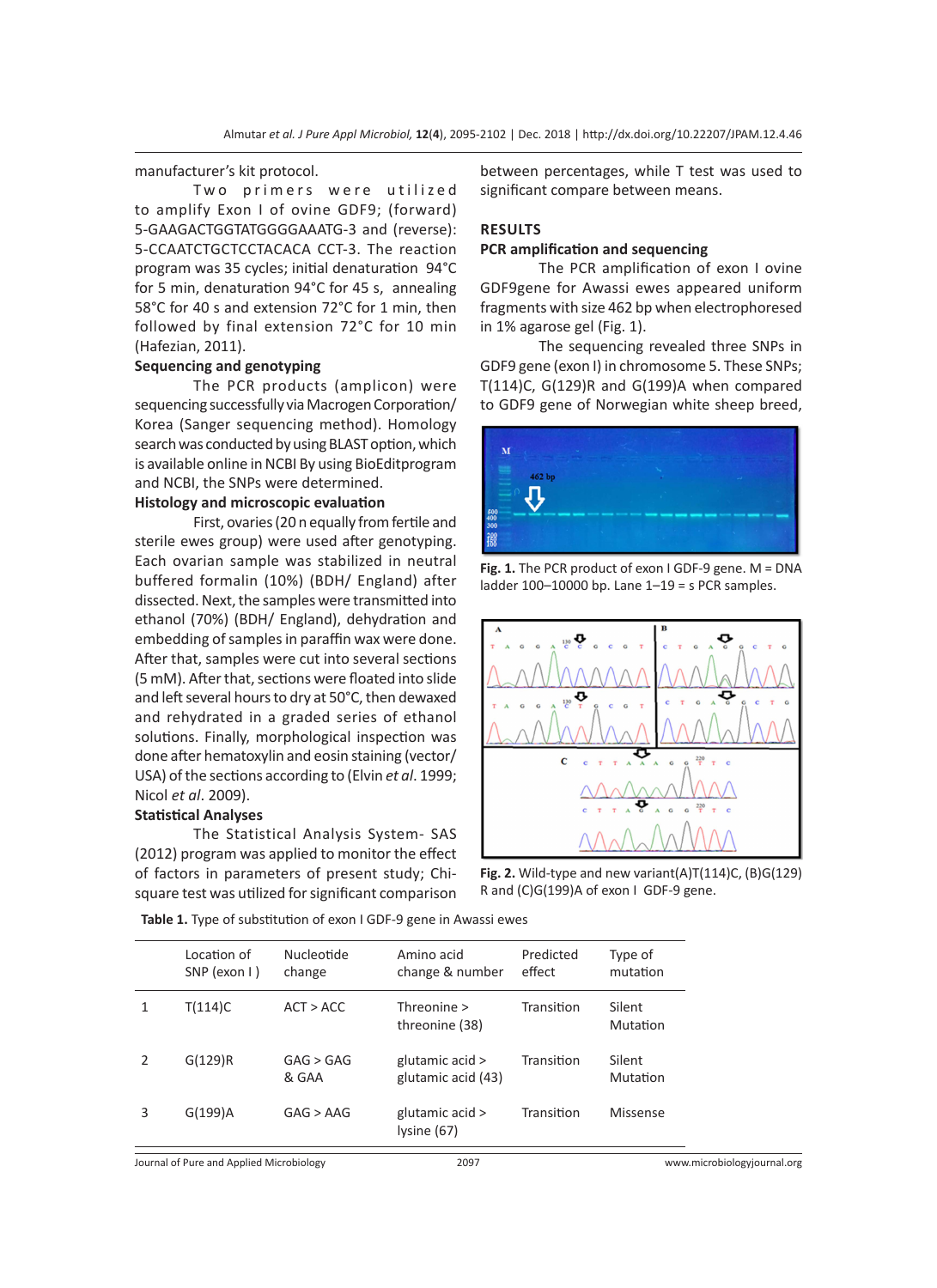manufacturer's kit protocol.

Two primers were utilized to amplify Exon I of ovine GDF9; (forward) 5-GAAGACTGGTATGGGGAAATG-3 and (reverse): 5-CCAATCTGCTCCTACACA CCT-3. The reaction program was 35 cycles; initial denaturation 94°C for 5 min, denaturation 94°C for 45 s, annealing 58°C for 40 s and extension 72°C for 1 min, then followed by final extension 72°C for 10 min (Hafezian, 2011).

**Sequencing and genotyping**

The PCR products (amplicon) were sequencing successfully via Macrogen Corporation/ Korea (Sanger sequencing method). Homology search was conducted by using BLAST option, which is available online in NCBI By using BioEditprogram and NCBI, the SNPs were determined.

**Histology and microscopic evaluation**

First, ovaries (20 n equally from fertile and sterile ewes group) were used after genotyping. Each ovarian sample was stabilized in neutral buffered formalin (10%) (BDH/ England) after dissected. Next, the samples were transmitted into ethanol (70%) (BDH/ England), dehydration and embedding of samples in paraffin wax were done. After that, samples were cut into several sections (5 mM). After that, sections were floated into slide and left several hours to dry at 50°C, then dewaxed and rehydrated in a graded series of ethanol solutions. Finally, morphological inspection was done after hematoxylin and eosin staining (vector/ USA) of the sections according to (Elvin *et al*. 1999; Nicol *et al*. 2009).

**Statistical Analyses**

The Statistical Analysis System- SAS (2012) program was applied to monitor the effect of factors in parameters of present study; Chi-square test was utilized for significant comparison between percentages, while T test was used to significant compare between means.

## RESULTS

**PCR amplification and sequencing**

The PCR amplification of exon I ovine GDF9gene for Awassi ewes appeared uniform fragments with size 462 bp when electrophoresed in 1% agarose gel (Fig. 1).

The sequencing revealed three SNPs in GDF9 gene (exon I) in chromosome 5. These SNPs; T(114)C, G(129)R and G(199)A when compared to GDF9 gene of Norwegian white sheep breed,

**Fig. 1.** The PCR product of exon I GDF-9 gene. M = DNA ladder 100–10000 bp. Lane 1–19 = s PCR samples.

**Fig. 2.** Wild-type and new variant(A)T(114)C, (B)G(129) R and (C)G(199)A of exon I GDF-9 gene.

**Table 1.** Type of substitution of exon I GDF-9 gene in Awassi ewes

| | Location of SNP (exon I ) | Nucleotide change | Amino acid change & number | Predicted effect | Type of mutation |
|---|---|---|---|---|---|
| 1 | T(114)C | ACT > ACC | Threonine > threonine (38) | Transition | Silent Mutation |
| 2 | G(129)R | GAG > GAG & GAA | glutamic acid > glutamic acid (43) | Transition | Silent Mutation |
| 3 | G(199)A | GAG > AAG | glutamic acid > lysine (67) | Transition | Missense |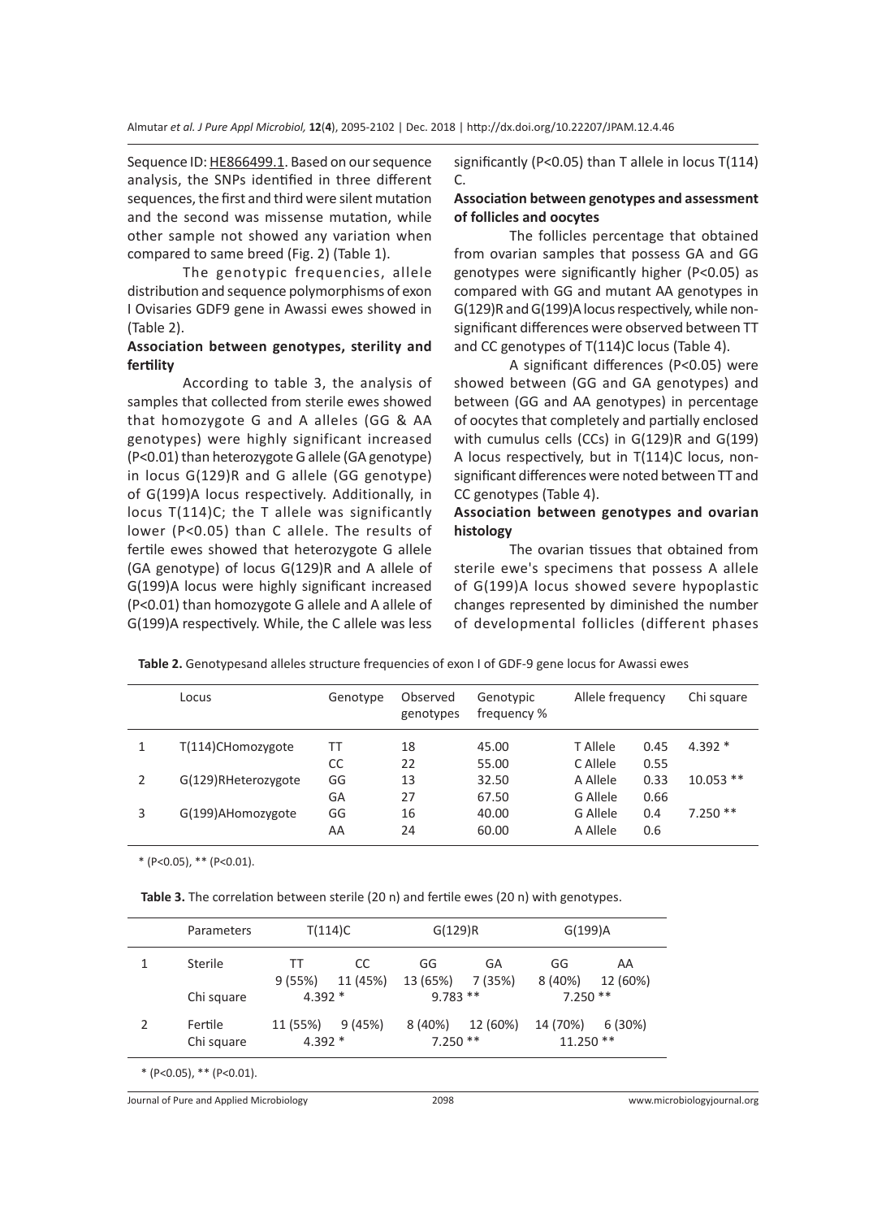Sequence ID: HE866499.1. Based on our sequence analysis, the SNPs identified in three different sequences, the first and third were silent mutation and the second was missense mutation, while other sample not showed any variation when compared to same breed (Fig. 2) (Table 1).

The genotypic frequencies, allele distribution and sequence polymorphisms of exon I Ovisaries GDF9 gene in Awassi ewes showed in (Table 2).

### Association between genotypes, sterility and fertility

According to table 3, the analysis of samples that collected from sterile ewes showed that homozygote G and A alleles (GG & AA genotypes) were highly significant increased (P<0.01) than heterozygote G allele (GA genotype) in locus G(129)R and G allele (GG genotype) of G(199)A locus respectively. Additionally, in locus T(114)C; the T allele was significantly lower (P<0.05) than C allele. The results of fertile ewes showed that heterozygote G allele (GA genotype) of locus G(129)R and A allele of G(199)A locus were highly significant increased (P<0.01) than homozygote G allele and A allele of G(199)A respectively. While, the C allele was less significantly (P<0.05) than T allele in locus T(114) C.

### Association between genotypes and assessment of follicles and oocytes

The follicles percentage that obtained from ovarian samples that possess GA and GG genotypes were significantly higher (P<0.05) as compared with GG and mutant AA genotypes in G(129)R and G(199)A locus respectively, while non-significant differences were observed between TT and CC genotypes of T(114)C locus (Table 4).

A significant differences (P<0.05) were showed between (GG and GA genotypes) and between (GG and AA genotypes) in percentage of oocytes that completely and partially enclosed with cumulus cells (CCs) in G(129)R and G(199) A locus respectively, but in T(114)C locus, non-significant differences were noted between TT and CC genotypes (Table 4).

### Association between genotypes and ovarian histology

The ovarian tissues that obtained from sterile ewe's specimens that possess A allele of G(199)A locus showed severe hypoplastic changes represented by diminished the number of developmental follicles (different phases

**Table 2.** Genotypesand alleles structure frequencies of exon I of GDF-9 gene locus for Awassi ewes

| | Locus | Genotype | Observed genotypes | Genotypic frequency % | Allele frequency | | Chi square |
|---|---|---|---|---|---|---|---|
| 1 | T(114)CHomozygote | TT | 18 | 45.00 | T Allele | 0.45 | 4.392 * |
| | | CC | 22 | 55.00 | C Allele | 0.55 | |
| 2 | G(129)RHeterozygote | GG | 13 | 32.50 | A Allele | 0.33 | 10.053 ** |
| | | GA | 27 | 67.50 | G Allele | 0.66 | |
| 3 | G(199)AHomozygote | GG | 16 | 40.00 | G Allele | 0.4 | 7.250 ** |
| | | AA | 24 | 60.00 | A Allele | 0.6 | |

* (P<0.05), ** (P<0.01).

**Table 3.** The correlation between sterile (20 n) and fertile ewes (20 n) with genotypes.

| | Parameters | T(114)C | | G(129)R | | G(199)A | |
|---|---|---|---|---|---|---|---|
| 1 | Sterile | TT<br>9 (55%) | CC<br>11 (45%) | GG<br>13 (65%) | GA<br>7 (35%) | GG<br>8 (40%) | AA<br>12 (60%) |
| | Chi square | 4.392 * | | 9.783 ** | | 7.250 ** | |
| 2 | Fertile | 11 (55%) | 9 (45%) | 8 (40%) | 12 (60%) | 14 (70%) | 6 (30%) |
| | Chi square | 4.392 * | | 7.250 ** | | 11.250 ** | |

* (P<0.05), ** (P<0.01).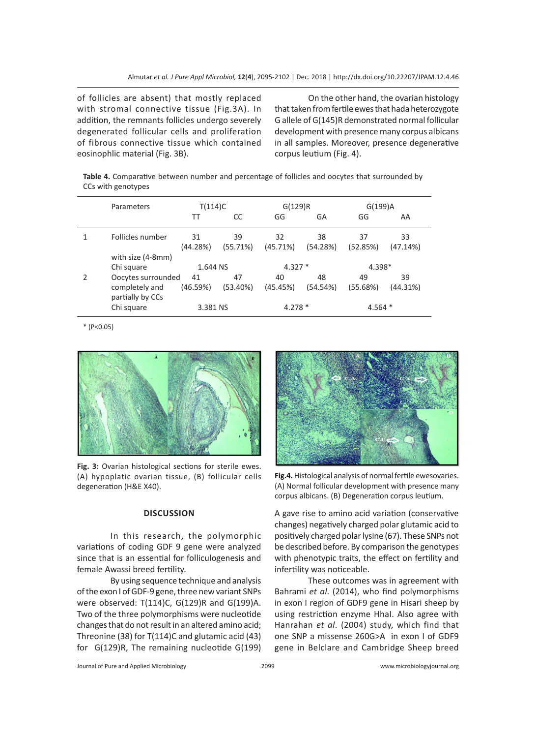of follicles are absent) that mostly replaced with stromal connective tissue (Fig.3A). In addition, the remnants follicles undergo severely degenerated follicular cells and proliferation of fibrous connective tissue which contained eosinophlic material (Fig. 3B).

On the other hand, the ovarian histology that taken from fertile ewes that hada heterozygote G allele of G(145)R demonstrated normal follicular development with presence many corpus albicans in all samples. Moreover, presence degenerative corpus leutium (Fig. 4).

**Table 4.** Comparative between number and percentage of follicles and oocytes that surrounded by CCs with genotypes

| | Parameters | T(114)C | | G(129)R | | G(199)A | |
|---|---|---|---|---|---|---|---|
| | | TT | CC | GG | GA | GG | AA |
| 1 | Follicles number with size (4-8mm) | 31 (44.28%) | 39 (55.71%) | 32 (45.71%) | 38 (54.28%) | 37 (52.85%) | 33 (47.14%) |
| | Chi square | 1.644 NS | | 4.327 * | | 4.398* | |
| 2 | Oocytes surrounded completely and partially by CCs | 41 (46.59%) | 47 (53.40%) | 40 (45.45%) | 48 (54.54%) | 49 (55.68%) | 39 (44.31%) |
| | Chi square | 3.381 NS | | 4.278 * | | 4.564 * | |

* (P<0.05)

**Fig. 3:** Ovarian histological sections for sterile ewes. (A) hypoplatic ovarian tissue, (B) follicular cells degeneration (H&E X40).

**Fig.4.** Histological analysis of normal fertile ewesovaries. (A) Normal follicular development with presence many corpus albicans. (B) Degeneration corpus leutium.

## DISCUSSION

In this research, the polymorphic variations of coding GDF 9 gene were analyzed since that is an essential for folliculogenesis and female Awassi breed fertility.

By using sequence technique and analysis of the exon I of GDF-9 gene, three new variant SNPs were observed: T(114)C, G(129)R and G(199)A. Two of the three polymorphisms were nucleotide changes that do not result in an altered amino acid; Threonine (38) for T(114)C and glutamic acid (43) for G(129)R, The remaining nucleotide G(199)A gave rise to amino acid variation (conservative changes) negatively charged polar glutamic acid to positively charged polar lysine (67). These SNPs not be described before. By comparison the genotypes with phenotypic traits, the effect on fertility and infertility was noticeable.

These outcomes was in agreement with Bahrami *et al*. (2014), who find polymorphisms in exon I region of GDF9 gene in Hisari sheep by using restriction enzyme HhaI. Also agree with Hanrahan *et al*. (2004) study, which find that one SNP a missense 260G>A in exon I of GDF9 gene in Belclare and Cambridge Sheep breed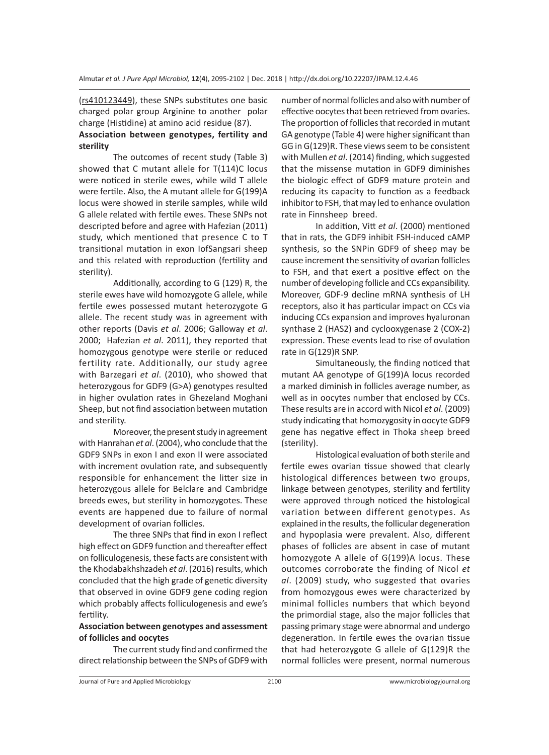(rs410123449), these SNPs substitutes one basic charged polar group Arginine to another polar charge (Histidine) at amino acid residue (87).

### Association between genotypes, fertility and sterility

The outcomes of recent study (Table 3) showed that C mutant allele for T(114)C locus were noticed in sterile ewes, while wild T allele were fertile. Also, the A mutant allele for G(199)A locus were showed in sterile samples, while wild G allele related with fertile ewes. These SNPs not descripted before and agree with Hafezian (2011) study, which mentioned that presence C to T transitional mutation in exon IofSangsari sheep and this related with reproduction (fertility and sterility).

Additionally, according to G (129) R, the sterile ewes have wild homozygote G allele, while fertile ewes possessed mutant heterozygote G allele. The recent study was in agreement with other reports (Davis *et al*. 2006; Galloway *et al*. 2000; Hafezian *et al*. 2011), they reported that homozygous genotype were sterile or reduced fertility rate. Additionally, our study agree with Barzegari *et al*. (2010), who showed that heterozygous for GDF9 (G>A) genotypes resulted in higher ovulation rates in Ghezeland Moghani Sheep, but not find association between mutation and sterility.

Moreover, the present study in agreement with Hanrahan *et al*. (2004), who conclude that the GDF9 SNPs in exon I and exon II were associated with increment ovulation rate, and subsequently responsible for enhancement the litter size in heterozygous allele for Belclare and Cambridge breeds ewes, but sterility in homozygotes. These events are happened due to failure of normal development of ovarian follicles.

The three SNPs that find in exon I reflect high effect on GDF9 function and thereafter effect on folliculogenesis, these facts are consistent with the Khodabakhshzadeh *et al*. (2016) results, which concluded that the high grade of genetic diversity that observed in ovine GDF9 gene coding region which probably affects folliculogenesis and ewe's fertility.

### Association between genotypes and assessment of follicles and oocytes

The current study find and confirmed the direct relationship between the SNPs of GDF9 with number of normal follicles and also with number of effective oocytes that been retrieved from ovaries. The proportion of follicles that recorded in mutant GA genotype (Table 4) were higher significant than GG in G(129)R. These views seem to be consistent with Mullen *et al*. (2014) finding, which suggested that the missense mutation in GDF9 diminishes the biologic effect of GDF9 mature protein and reducing its capacity to function as a feedback inhibitor to FSH, that may led to enhance ovulation rate in Finnsheep breed.

In addition, Vitt *et al*. (2000) mentioned that in rats, the GDF9 inhibit FSH-induced cAMP synthesis, so the SNPin GDF9 of sheep may be cause increment the sensitivity of ovarian follicles to FSH, and that exert a positive effect on the number of developing follicle and CCs expansibility. Moreover, GDF-9 decline mRNA synthesis of LH receptors, also it has particular impact on CCs via inducing CCs expansion and improves hyaluronan synthase 2 (HAS2) and cyclooxygenase 2 (COX-2) expression. These events lead to rise of ovulation rate in G(129)R SNP.

Simultaneously, the finding noticed that mutant AA genotype of G(199)A locus recorded a marked diminish in follicles average number, as well as in oocytes number that enclosed by CCs. These results are in accord with Nicol *et al*. (2009) study indicating that homozygosity in oocyte GDF9 gene has negative effect in Thoka sheep breed (sterility).

Histological evaluation of both sterile and fertile ewes ovarian tissue showed that clearly histological differences between two groups, linkage between genotypes, sterility and fertility were approved through noticed the histological variation between different genotypes. As explained in the results, the follicular degeneration and hypoplasia were prevalent. Also, different phases of follicles are absent in case of mutant homozygote A allele of G(199)A locus. These outcomes corroborate the finding of Nicol *et al*. (2009) study, who suggested that ovaries from homozygous ewes were characterized by minimal follicles numbers that which beyond the primordial stage, also the major follicles that passing primary stage were abnormal and undergo degeneration. In fertile ewes the ovarian tissue that had heterozygote G allele of G(129)R the normal follicles were present, normal numerous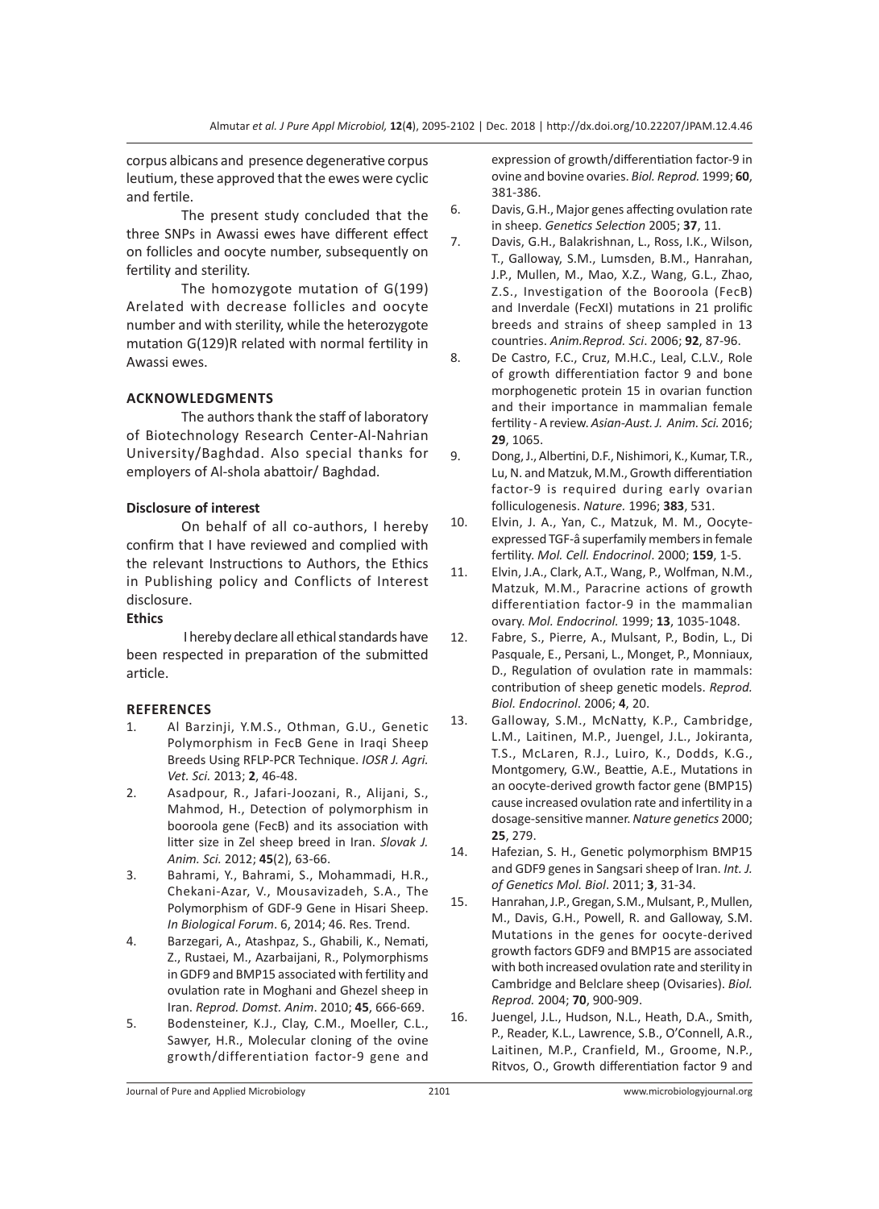corpus albicans and presence degenerative corpus leutium, these approved that the ewes were cyclic and fertile.

The present study concluded that the three SNPs in Awassi ewes have different effect on follicles and oocyte number, subsequently on fertility and sterility.

The homozygote mutation of G(199) Arelated with decrease follicles and oocyte number and with sterility, while the heterozygote mutation G(129)R related with normal fertility in Awassi ewes.

## ACKNOWLEDGMENTS

The authors thank the staff of laboratory of Biotechnology Research Center-Al-Nahrian University/Baghdad. Also special thanks for employers of Al-shola abattoir/ Baghdad.

### Disclosure of interest

On behalf of all co-authors, I hereby confirm that I have reviewed and complied with the relevant Instructions to Authors, the Ethics in Publishing policy and Conflicts of Interest disclosure.

**Ethics**

I hereby declare all ethical standards have been respected in preparation of the submitted article.

## REFERENCES

1. Al Barzinji, Y.M.S., Othman, G.U., Genetic Polymorphism in FecB Gene in Iraqi Sheep Breeds Using RFLP-PCR Technique. *IOSR J. Agri. Vet. Sci.* 2013; **2**, 46-48.
2. Asadpour, R., Jafari-Joozani, R., Alijani, S., Mahmod, H., Detection of polymorphism in booroola gene (FecB) and its association with litter size in Zel sheep breed in Iran. *Slovak J. Anim. Sci.* 2012; **45**(2), 63-66.
3. Bahrami, Y., Bahrami, S., Mohammadi, H.R., Chekani-Azar, V., Mousavizadeh, S.A., The Polymorphism of GDF-9 Gene in Hisari Sheep. *In Biological Forum*. 6, 2014; 46. Res. Trend.
4. Barzegari, A., Atashpaz, S., Ghabili, K., Nemati, Z., Rustaei, M., Azarbaijani, R., Polymorphisms in GDF9 and BMP15 associated with fertility and ovulation rate in Moghani and Ghezel sheep in Iran. *Reprod. Domst. Anim*. 2010; **45**, 666-669.
5. Bodensteiner, K.J., Clay, C.M., Moeller, C.L., Sawyer, H.R., Molecular cloning of the ovine growth/differentiation factor-9 gene and expression of growth/differentiation factor-9 in ovine and bovine ovaries. *Biol. Reprod.* 1999; **60**, 381-386.
6. Davis, G.H., Major genes affecting ovulation rate in sheep. *Genetics Selection* 2005; **37**, 11.
7. Davis, G.H., Balakrishnan, L., Ross, I.K., Wilson, T., Galloway, S.M., Lumsden, B.M., Hanrahan, J.P., Mullen, M., Mao, X.Z., Wang, G.L., Zhao, Z.S., Investigation of the Booroola (FecB) and Inverdale (FecXI) mutations in 21 prolific breeds and strains of sheep sampled in 13 countries. *Anim.Reprod. Sci*. 2006; **92**, 87-96.
8. De Castro, F.C., Cruz, M.H.C., Leal, C.L.V., Role of growth differentiation factor 9 and bone morphogenetic protein 15 in ovarian function and their importance in mammalian female fertility - A review. *Asian-Aust. J. Anim. Sci.* 2016; **29**, 1065.
9. Dong, J., Albertini, D.F., Nishimori, K., Kumar, T.R., Lu, N. and Matzuk, M.M., Growth differentiation factor-9 is required during early ovarian folliculogenesis. *Nature.* 1996; **383**, 531.
10. Elvin, J. A., Yan, C., Matzuk, M. M., Oocyte-expressed TGF-â superfamily members in female fertility. *Mol. Cell. Endocrinol*. 2000; **159**, 1-5.
11. Elvin, J.A., Clark, A.T., Wang, P., Wolfman, N.M., Matzuk, M.M., Paracrine actions of growth differentiation factor-9 in the mammalian ovary. *Mol. Endocrinol.* 1999; **13**, 1035-1048.
12. Fabre, S., Pierre, A., Mulsant, P., Bodin, L., Di Pasquale, E., Persani, L., Monget, P., Monniaux, D., Regulation of ovulation rate in mammals: contribution of sheep genetic models. *Reprod. Biol. Endocrinol*. 2006; **4**, 20.
13. Galloway, S.M., McNatty, K.P., Cambridge, L.M., Laitinen, M.P., Juengel, J.L., Jokiranta, T.S., McLaren, R.J., Luiro, K., Dodds, K.G., Montgomery, G.W., Beattie, A.E., Mutations in an oocyte-derived growth factor gene (BMP15) cause increased ovulation rate and infertility in a dosage-sensitive manner. *Nature genetics* 2000; **25**, 279.
14. Hafezian, S. H., Genetic polymorphism BMP15 and GDF9 genes in Sangsari sheep of Iran. *Int. J. of Genetics Mol. Biol*. 2011; **3**, 31-34.
15. Hanrahan, J.P., Gregan, S.M., Mulsant, P., Mullen, M., Davis, G.H., Powell, R. and Galloway, S.M. Mutations in the genes for oocyte-derived growth factors GDF9 and BMP15 are associated with both increased ovulation rate and sterility in Cambridge and Belclare sheep (Ovisaries). *Biol. Reprod.* 2004; **70**, 900-909.
16. Juengel, J.L., Hudson, N.L., Heath, D.A., Smith, P., Reader, K.L., Lawrence, S.B., O'Connell, A.R., Laitinen, M.P., Cranfield, M., Groome, N.P., Ritvos, O., Growth differentiation factor 9 and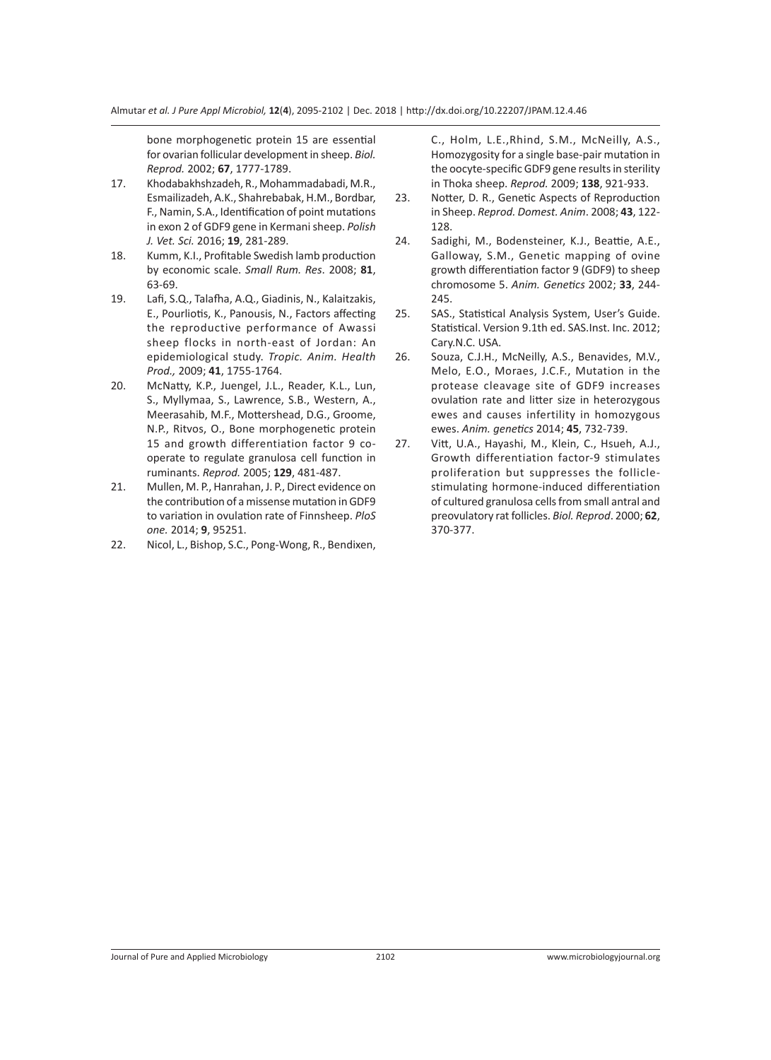bone morphogenetic protein 15 are essential for ovarian follicular development in sheep. *Biol. Reprod.* 2002; **67**, 1777-1789.

17. Khodabakhshzadeh, R., Mohammadabadi, M.R., Esmailizadeh, A.K., Shahrebabak, H.M., Bordbar, F., Namin, S.A., Identification of point mutations in exon 2 of GDF9 gene in Kermani sheep. *Polish J. Vet. Sci.* 2016; **19**, 281-289.
18. Kumm, K.I., Profitable Swedish lamb production by economic scale. *Small Rum. Res*. 2008; **81**, 63-69.
19. Lafi, S.Q., Talafha, A.Q., Giadinis, N., Kalaitzakis, E., Pourliotis, K., Panousis, N., Factors affecting the reproductive performance of Awassi sheep flocks in north-east of Jordan: An epidemiological study. *Tropic. Anim. Health Prod.,* 2009; **41**, 1755-1764.
20. McNatty, K.P., Juengel, J.L., Reader, K.L., Lun, S., Myllymaa, S., Lawrence, S.B., Western, A., Meerasahib, M.F., Mottershead, D.G., Groome, N.P., Ritvos, O., Bone morphogenetic protein 15 and growth differentiation factor 9 co-operate to regulate granulosa cell function in ruminants. *Reprod.* 2005; **129**, 481-487.
21. Mullen, M. P., Hanrahan, J. P., Direct evidence on the contribution of a missense mutation in GDF9 to variation in ovulation rate of Finnsheep. *PloS one.* 2014; **9**, 95251.
22. Nicol, L., Bishop, S.C., Pong-Wong, R., Bendixen, C., Holm, L.E.,Rhind, S.M., McNeilly, A.S., Homozygosity for a single base-pair mutation in the oocyte-specific GDF9 gene results in sterility in Thoka sheep. *Reprod.* 2009; **138**, 921-933.
23. Notter, D. R., Genetic Aspects of Reproduction in Sheep. *Reprod. Domest. Anim*. 2008; **43**, 122-128.
24. Sadighi, M., Bodensteiner, K.J., Beattie, A.E., Galloway, S.M., Genetic mapping of ovine growth differentiation factor 9 (GDF9) to sheep chromosome 5. *Anim. Genetics* 2002; **33**, 244-245.
25. SAS., Statistical Analysis System, User's Guide. Statistical. Version 9.1th ed. SAS.Inst. Inc. 2012; Cary.N.C. USA.
26. Souza, C.J.H., McNeilly, A.S., Benavides, M.V., Melo, E.O., Moraes, J.C.F., Mutation in the protease cleavage site of GDF9 increases ovulation rate and litter size in heterozygous ewes and causes infertility in homozygous ewes. *Anim. genetics* 2014; **45**, 732-739.
27. Vitt, U.A., Hayashi, M., Klein, C., Hsueh, A.J., Growth differentiation factor-9 stimulates proliferation but suppresses the follicle-stimulating hormone-induced differentiation of cultured granulosa cells from small antral and preovulatory rat follicles. *Biol. Reprod*. 2000; **62**, 370-377.